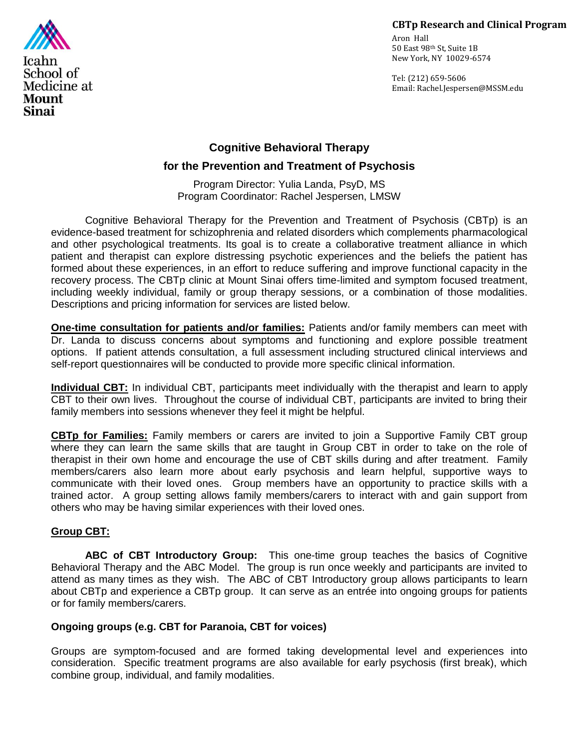Icahn School of Medicine at Mount Sinai

**CBTp Research and Clinical Program**
Aron Hall
50 East 98th St, Suite 1B
New York, NY 10029-6574

Tel: (212) 659-5606
Email: Rachel.Jespersen@MSSM.edu

# Cognitive Behavioral Therapy for the Prevention and Treatment of Psychosis

Program Director: Yulia Landa, PsyD, MS
Program Coordinator: Rachel Jespersen, LMSW

Cognitive Behavioral Therapy for the Prevention and Treatment of Psychosis (CBTp) is an evidence-based treatment for schizophrenia and related disorders which complements pharmacological and other psychological treatments. Its goal is to create a collaborative treatment alliance in which patient and therapist can explore distressing psychotic experiences and the beliefs the patient has formed about these experiences, in an effort to reduce suffering and improve functional capacity in the recovery process. The CBTp clinic at Mount Sinai offers time-limited and symptom focused treatment, including weekly individual, family or group therapy sessions, or a combination of those modalities. Descriptions and pricing information for services are listed below.

**One-time consultation for patients and/or families:** Patients and/or family members can meet with Dr. Landa to discuss concerns about symptoms and functioning and explore possible treatment options. If patient attends consultation, a full assessment including structured clinical interviews and self-report questionnaires will be conducted to provide more specific clinical information.

**Individual CBT:** In individual CBT, participants meet individually with the therapist and learn to apply CBT to their own lives. Throughout the course of individual CBT, participants are invited to bring their family members into sessions whenever they feel it might be helpful.

**CBTp for Families:** Family members or carers are invited to join a Supportive Family CBT group where they can learn the same skills that are taught in Group CBT in order to take on the role of therapist in their own home and encourage the use of CBT skills during and after treatment. Family members/carers also learn more about early psychosis and learn helpful, supportive ways to communicate with their loved ones. Group members have an opportunity to practice skills with a trained actor. A group setting allows family members/carers to interact with and gain support from others who may be having similar experiences with their loved ones.

**Group CBT:**

**ABC of CBT Introductory Group:** This one-time group teaches the basics of Cognitive Behavioral Therapy and the ABC Model. The group is run once weekly and participants are invited to attend as many times as they wish. The ABC of CBT Introductory group allows participants to learn about CBTp and experience a CBTp group. It can serve as an entrée into ongoing groups for patients or for family members/carers.

**Ongoing groups (e.g. CBT for Paranoia, CBT for voices)**

Groups are symptom-focused and are formed taking developmental level and experiences into consideration. Specific treatment programs are also available for early psychosis (first break), which combine group, individual, and family modalities.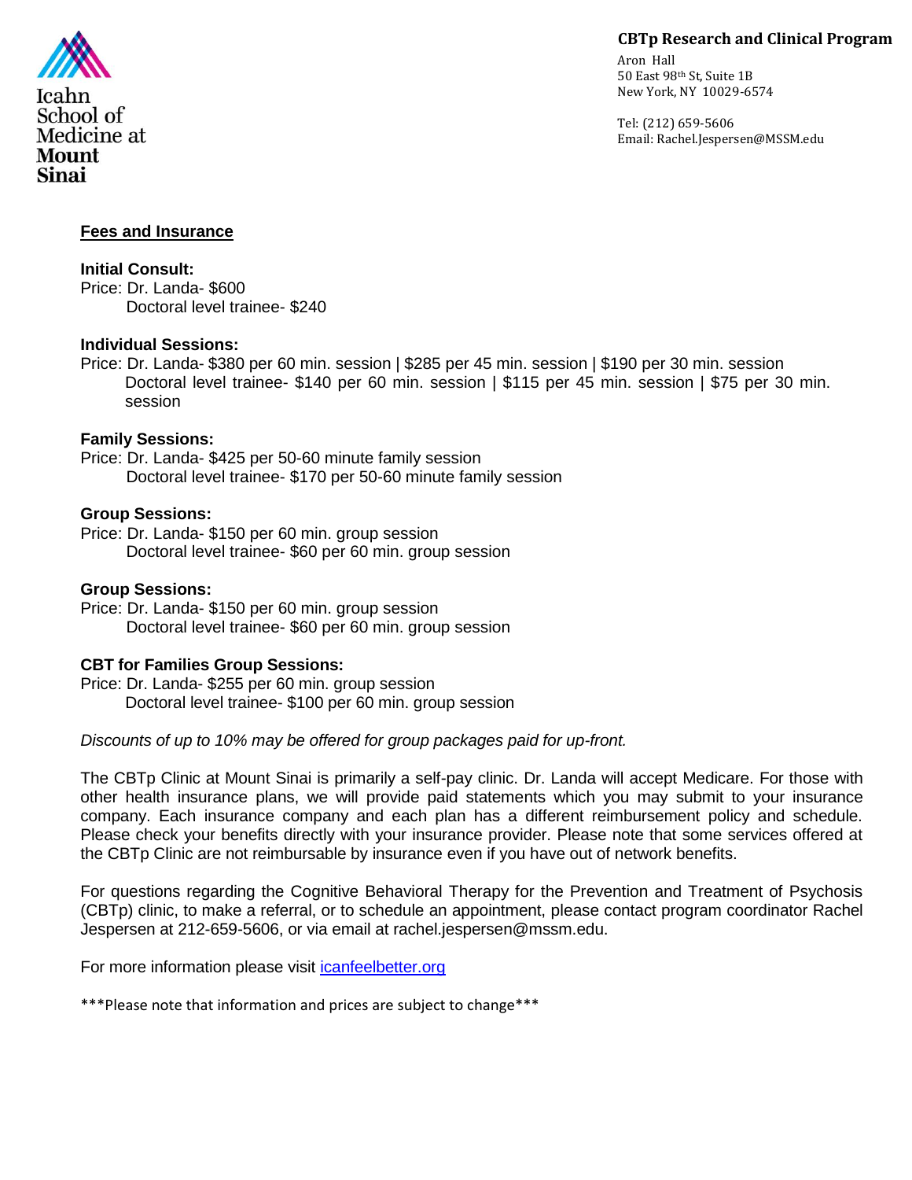Icahn School of Medicine at Mount Sinai

**CBTp Research and Clinical Program**

Aron Hall
50 East 98th St, Suite 1B
New York, NY 10029-6574

Tel: (212) 659-5606
Email: Rachel.Jespersen@MSSM.edu

## Fees and Insurance

**Initial Consult:**
Price: Dr. Landa- $600
Doctoral level trainee- $240

**Individual Sessions:**
Price: Dr. Landa- $380 per 60 min. session | $285 per 45 min. session | $190 per 30 min. session
Doctoral level trainee- $140 per 60 min. session | $115 per 45 min. session | $75 per 30 min. session

**Family Sessions:**
Price: Dr. Landa- $425 per 50-60 minute family session
Doctoral level trainee- $170 per 50-60 minute family session

**Group Sessions:**
Price: Dr. Landa- $150 per 60 min. group session
Doctoral level trainee- $60 per 60 min. group session

**Group Sessions:**
Price: Dr. Landa- $150 per 60 min. group session
Doctoral level trainee- $60 per 60 min. group session

**CBT for Families Group Sessions:**
Price: Dr. Landa- $255 per 60 min. group session
Doctoral level trainee- $100 per 60 min. group session

*Discounts of up to 10% may be offered for group packages paid for up-front.*

The CBTp Clinic at Mount Sinai is primarily a self-pay clinic. Dr. Landa will accept Medicare. For those with other health insurance plans, we will provide paid statements which you may submit to your insurance company. Each insurance company and each plan has a different reimbursement policy and schedule. Please check your benefits directly with your insurance provider. Please note that some services offered at the CBTp Clinic are not reimbursable by insurance even if you have out of network benefits.

For questions regarding the Cognitive Behavioral Therapy for the Prevention and Treatment of Psychosis (CBTp) clinic, to make a referral, or to schedule an appointment, please contact program coordinator Rachel Jespersen at 212-659-5606, or via email at rachel.jespersen@mssm.edu.

For more information please visit [icanfeelbetter.org](icanfeelbetter.org)

***Please note that information and prices are subject to change***